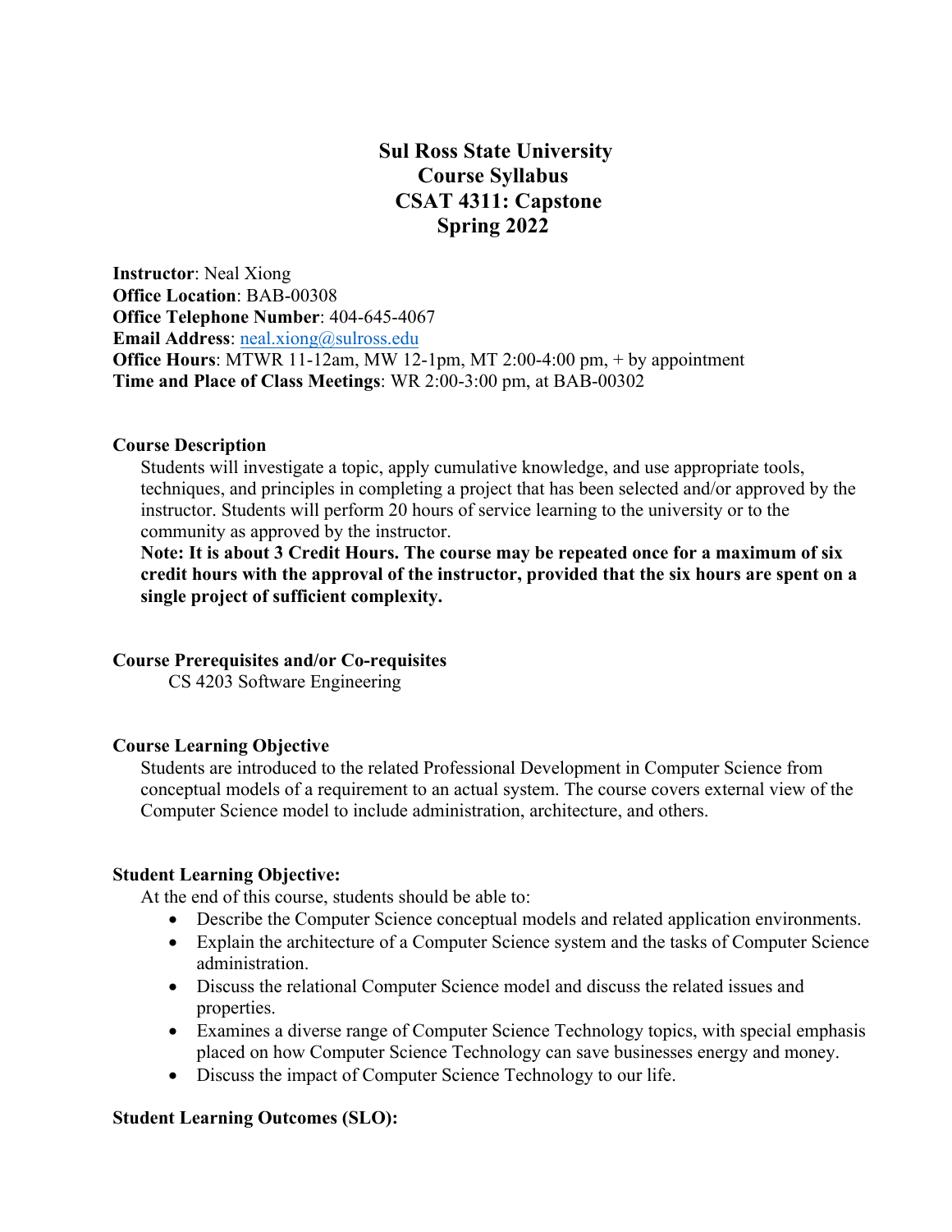# Sul Ross State University
## Course Syllabus
## CSAT 4311: Capstone
## Spring 2022

**Instructor**: Neal Xiong  
**Office Location**: BAB-00308  
**Office Telephone Number**: 404-645-4067  
**Email Address**: neal.xiong@sulross.edu  
**Office Hours**: MTWR 11-12am, MW 12-1pm, MT 2:00-4:00 pm, + by appointment  
**Time and Place of Class Meetings**: WR 2:00-3:00 pm, at BAB-00302

### Course Description

Students will investigate a topic, apply cumulative knowledge, and use appropriate tools, techniques, and principles in completing a project that has been selected and/or approved by the instructor. Students will perform 20 hours of service learning to the university or to the community as approved by the instructor.

**Note: It is about 3 Credit Hours. The course may be repeated once for a maximum of six credit hours with the approval of the instructor, provided that the six hours are spent on a single project of sufficient complexity.**

### Course Prerequisites and/or Co-requisites

CS 4203 Software Engineering

### Course Learning Objective

Students are introduced to the related Professional Development in Computer Science from conceptual models of a requirement to an actual system. The course covers external view of the Computer Science model to include administration, architecture, and others.

### Student Learning Objective:

At the end of this course, students should be able to:

- Describe the Computer Science conceptual models and related application environments.
- Explain the architecture of a Computer Science system and the tasks of Computer Science administration.
- Discuss the relational Computer Science model and discuss the related issues and properties.
- Examines a diverse range of Computer Science Technology topics, with special emphasis placed on how Computer Science Technology can save businesses energy and money.
- Discuss the impact of Computer Science Technology to our life.

### Student Learning Outcomes (SLO):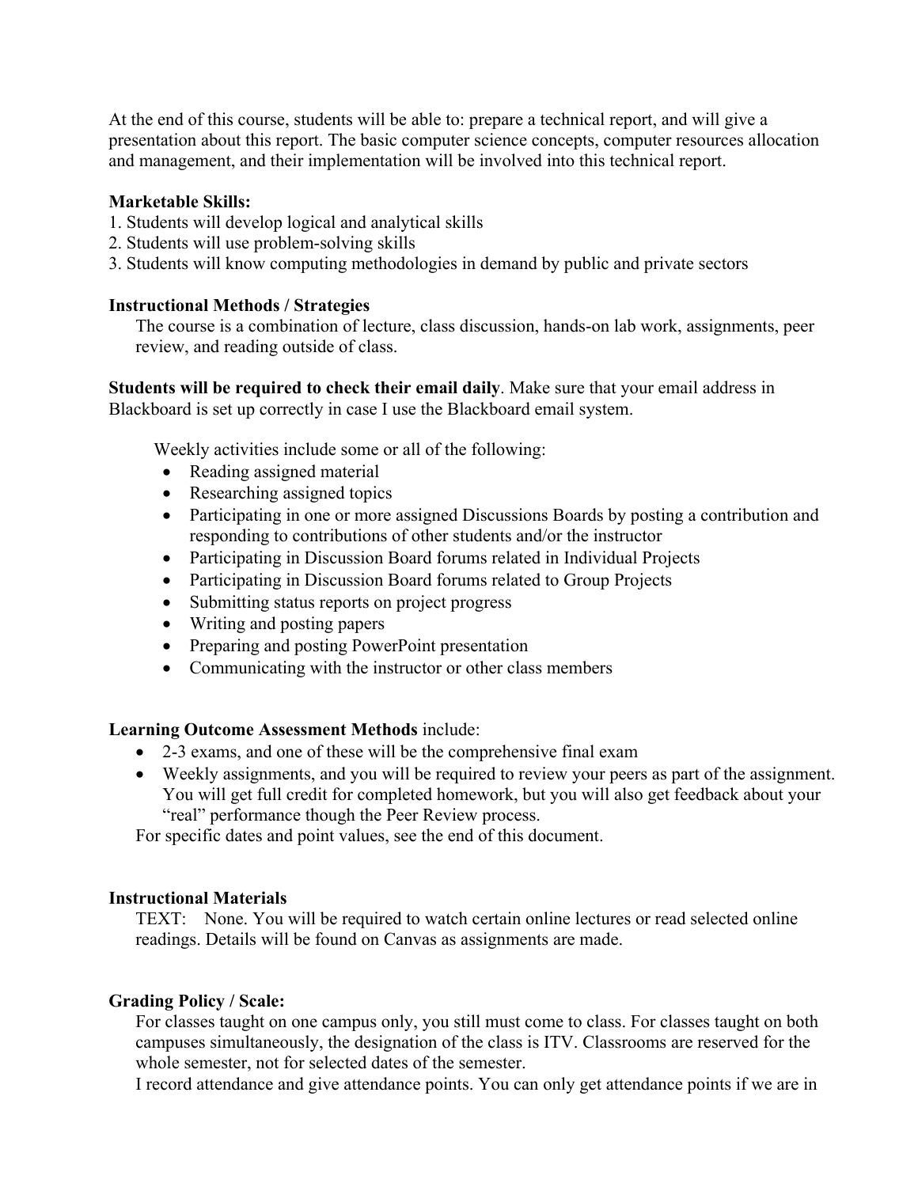At the end of this course, students will be able to: prepare a technical report, and will give a presentation about this report. The basic computer science concepts, computer resources allocation and management, and their implementation will be involved into this technical report.

**Marketable Skills:**

1. Students will develop logical and analytical skills
2. Students will use problem-solving skills
3. Students will know computing methodologies in demand by public and private sectors

**Instructional Methods / Strategies**

The course is a combination of lecture, class discussion, hands-on lab work, assignments, peer review, and reading outside of class.

**Students will be required to check their email daily**. Make sure that your email address in Blackboard is set up correctly in case I use the Blackboard email system.

Weekly activities include some or all of the following:

- Reading assigned material
- Researching assigned topics
- Participating in one or more assigned Discussions Boards by posting a contribution and responding to contributions of other students and/or the instructor
- Participating in Discussion Board forums related in Individual Projects
- Participating in Discussion Board forums related to Group Projects
- Submitting status reports on project progress
- Writing and posting papers
- Preparing and posting PowerPoint presentation
- Communicating with the instructor or other class members

**Learning Outcome Assessment Methods** include:

- 2-3 exams, and one of these will be the comprehensive final exam
- Weekly assignments, and you will be required to review your peers as part of the assignment. You will get full credit for completed homework, but you will also get feedback about your "real" performance though the Peer Review process.

For specific dates and point values, see the end of this document.

**Instructional Materials**

TEXT: None. You will be required to watch certain online lectures or read selected online readings. Details will be found on Canvas as assignments are made.

**Grading Policy / Scale:**

For classes taught on one campus only, you still must come to class. For classes taught on both campuses simultaneously, the designation of the class is ITV. Classrooms are reserved for the whole semester, not for selected dates of the semester.

I record attendance and give attendance points. You can only get attendance points if we are in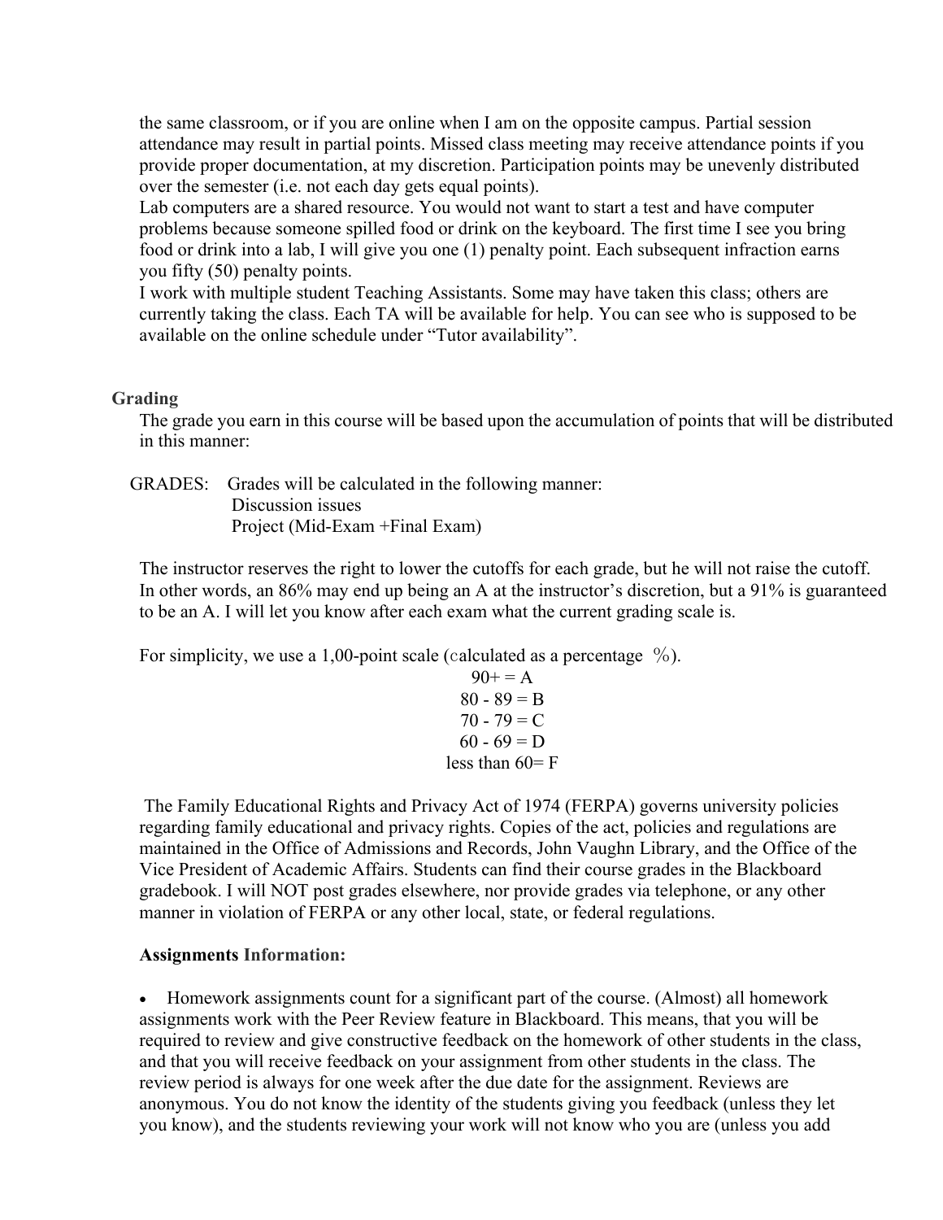the same classroom, or if you are online when I am on the opposite campus. Partial session attendance may result in partial points. Missed class meeting may receive attendance points if you provide proper documentation, at my discretion. Participation points may be unevenly distributed over the semester (i.e. not each day gets equal points).

Lab computers are a shared resource. You would not want to start a test and have computer problems because someone spilled food or drink on the keyboard. The first time I see you bring food or drink into a lab, I will give you one (1) penalty point. Each subsequent infraction earns you fifty (50) penalty points.

I work with multiple student Teaching Assistants. Some may have taken this class; others are currently taking the class. Each TA will be available for help. You can see who is supposed to be available on the online schedule under "Tutor availability".

## Grading

The grade you earn in this course will be based upon the accumulation of points that will be distributed in this manner:

GRADES: Grades will be calculated in the following manner:

Discussion issues

Project (Mid-Exam +Final Exam)

The instructor reserves the right to lower the cutoffs for each grade, but he will not raise the cutoff. In other words, an 86% may end up being an A at the instructor's discretion, but a 91% is guaranteed to be an A. I will let you know after each exam what the current grading scale is.

For simplicity, we use a 1,00-point scale (calculated as a percentage %).

90+ = A
80 - 89 = B
70 - 79 = C
60 - 69 = D
less than 60= F

The Family Educational Rights and Privacy Act of 1974 (FERPA) governs university policies regarding family educational and privacy rights. Copies of the act, policies and regulations are maintained in the Office of Admissions and Records, John Vaughn Library, and the Office of the Vice President of Academic Affairs. Students can find their course grades in the Blackboard gradebook. I will NOT post grades elsewhere, nor provide grades via telephone, or any other manner in violation of FERPA or any other local, state, or federal regulations.

**Assignments Information:**

- Homework assignments count for a significant part of the course. (Almost) all homework assignments work with the Peer Review feature in Blackboard. This means, that you will be required to review and give constructive feedback on the homework of other students in the class, and that you will receive feedback on your assignment from other students in the class. The review period is always for one week after the due date for the assignment. Reviews are anonymous. You do not know the identity of the students giving you feedback (unless they let you know), and the students reviewing your work will not know who you are (unless you add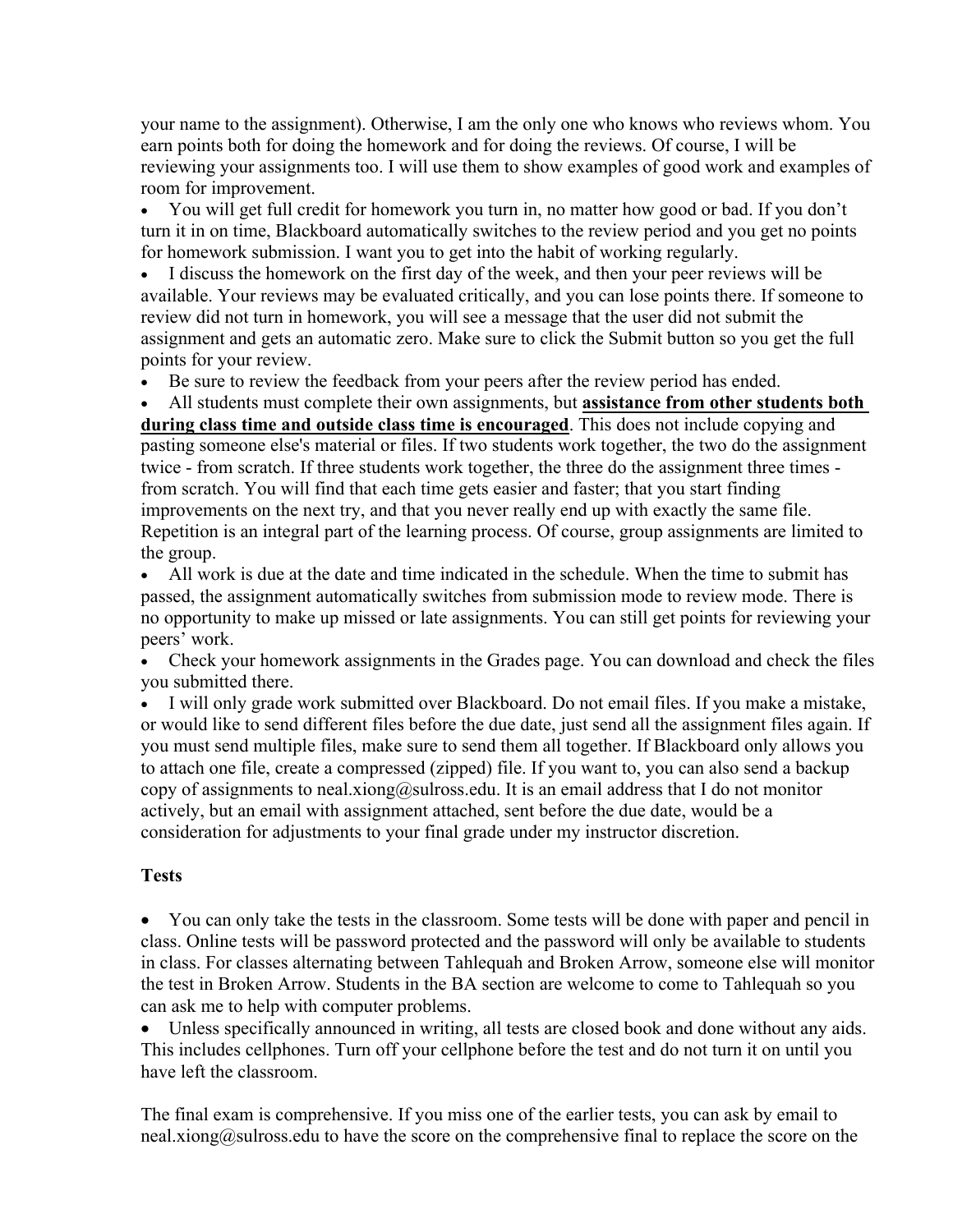your name to the assignment). Otherwise, I am the only one who knows who reviews whom. You earn points both for doing the homework and for doing the reviews. Of course, I will be reviewing your assignments too. I will use them to show examples of good work and examples of room for improvement.

- You will get full credit for homework you turn in, no matter how good or bad. If you don't turn it in on time, Blackboard automatically switches to the review period and you get no points for homework submission. I want you to get into the habit of working regularly.
- I discuss the homework on the first day of the week, and then your peer reviews will be available. Your reviews may be evaluated critically, and you can lose points there. If someone to review did not turn in homework, you will see a message that the user did not submit the assignment and gets an automatic zero. Make sure to click the Submit button so you get the full points for your review.
- Be sure to review the feedback from your peers after the review period has ended.
- All students must complete their own assignments, but **assistance from other students both during class time and outside class time is encouraged**. This does not include copying and pasting someone else's material or files. If two students work together, the two do the assignment twice - from scratch. If three students work together, the three do the assignment three times - from scratch. You will find that each time gets easier and faster; that you start finding improvements on the next try, and that you never really end up with exactly the same file. Repetition is an integral part of the learning process. Of course, group assignments are limited to the group.
- All work is due at the date and time indicated in the schedule. When the time to submit has passed, the assignment automatically switches from submission mode to review mode. There is no opportunity to make up missed or late assignments. You can still get points for reviewing your peers' work.
- Check your homework assignments in the Grades page. You can download and check the files you submitted there.
- I will only grade work submitted over Blackboard. Do not email files. If you make a mistake, or would like to send different files before the due date, just send all the assignment files again. If you must send multiple files, make sure to send them all together. If Blackboard only allows you to attach one file, create a compressed (zipped) file. If you want to, you can also send a backup copy of assignments to neal.xiong@sulross.edu. It is an email address that I do not monitor actively, but an email with assignment attached, sent before the due date, would be a consideration for adjustments to your final grade under my instructor discretion.

**Tests**

- You can only take the tests in the classroom. Some tests will be done with paper and pencil in class. Online tests will be password protected and the password will only be available to students in class. For classes alternating between Tahlequah and Broken Arrow, someone else will monitor the test in Broken Arrow. Students in the BA section are welcome to come to Tahlequah so you can ask me to help with computer problems.
- Unless specifically announced in writing, all tests are closed book and done without any aids. This includes cellphones. Turn off your cellphone before the test and do not turn it on until you have left the classroom.

The final exam is comprehensive. If you miss one of the earlier tests, you can ask by email to neal.xiong@sulross.edu to have the score on the comprehensive final to replace the score on the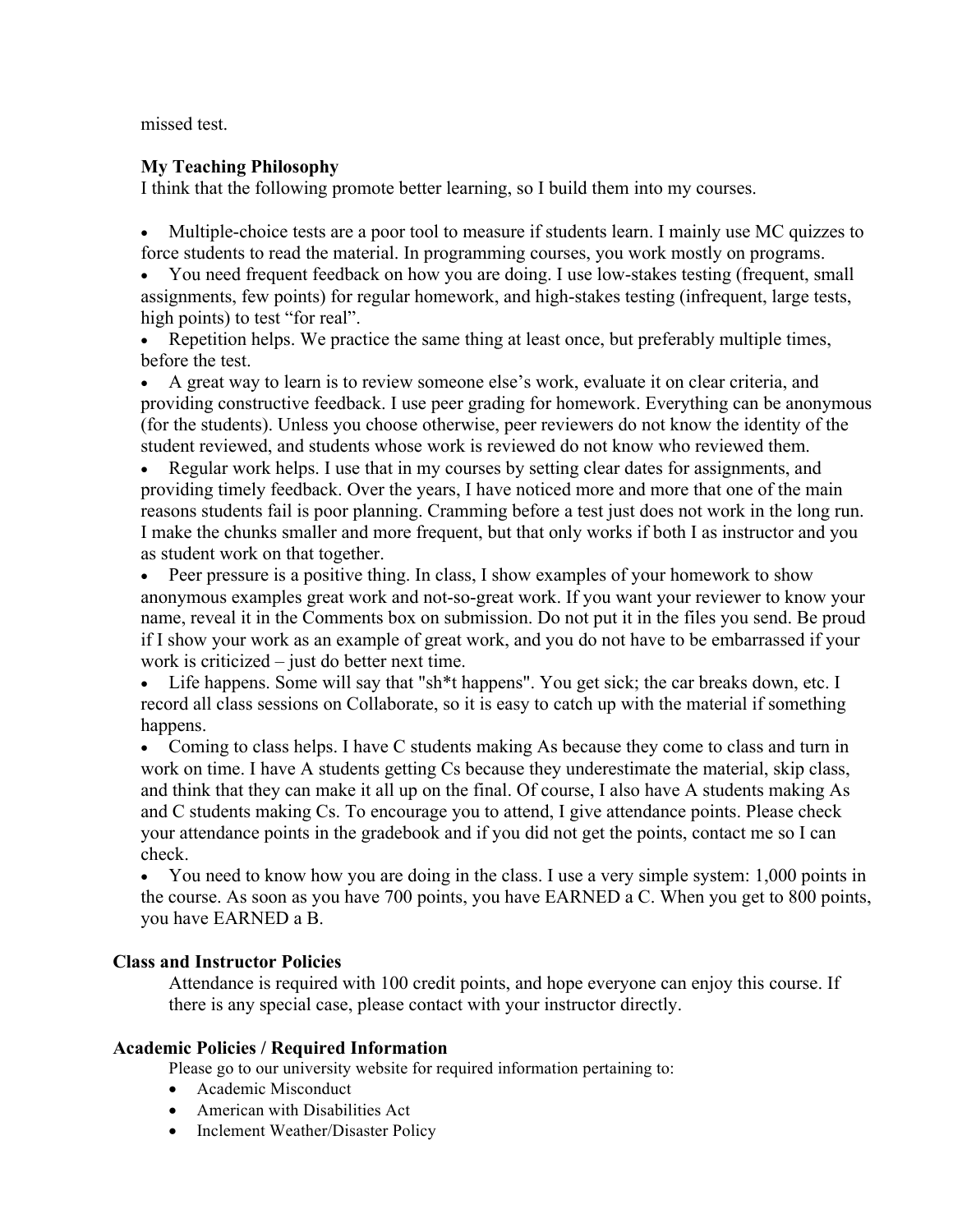missed test.

**My Teaching Philosophy**

I think that the following promote better learning, so I build them into my courses.

- Multiple-choice tests are a poor tool to measure if students learn. I mainly use MC quizzes to force students to read the material. In programming courses, you work mostly on programs.
- You need frequent feedback on how you are doing. I use low-stakes testing (frequent, small assignments, few points) for regular homework, and high-stakes testing (infrequent, large tests, high points) to test "for real".
- Repetition helps. We practice the same thing at least once, but preferably multiple times, before the test.
- A great way to learn is to review someone else's work, evaluate it on clear criteria, and providing constructive feedback. I use peer grading for homework. Everything can be anonymous (for the students). Unless you choose otherwise, peer reviewers do not know the identity of the student reviewed, and students whose work is reviewed do not know who reviewed them.
- Regular work helps. I use that in my courses by setting clear dates for assignments, and providing timely feedback. Over the years, I have noticed more and more that one of the main reasons students fail is poor planning. Cramming before a test just does not work in the long run. I make the chunks smaller and more frequent, but that only works if both I as instructor and you as student work on that together.
- Peer pressure is a positive thing. In class, I show examples of your homework to show anonymous examples great work and not-so-great work. If you want your reviewer to know your name, reveal it in the Comments box on submission. Do not put it in the files you send. Be proud if I show your work as an example of great work, and you do not have to be embarrassed if your work is criticized – just do better next time.
- Life happens. Some will say that "sh*t happens". You get sick; the car breaks down, etc. I record all class sessions on Collaborate, so it is easy to catch up with the material if something happens.
- Coming to class helps. I have C students making As because they come to class and turn in work on time. I have A students getting Cs because they underestimate the material, skip class, and think that they can make it all up on the final. Of course, I also have A students making As and C students making Cs. To encourage you to attend, I give attendance points. Please check your attendance points in the gradebook and if you did not get the points, contact me so I can check.
- You need to know how you are doing in the class. I use a very simple system: 1,000 points in the course. As soon as you have 700 points, you have EARNED a C. When you get to 800 points, you have EARNED a B.

## Class and Instructor Policies

Attendance is required with 100 credit points, and hope everyone can enjoy this course. If there is any special case, please contact with your instructor directly.

## Academic Policies / Required Information

Please go to our university website for required information pertaining to:

- Academic Misconduct
- American with Disabilities Act
- Inclement Weather/Disaster Policy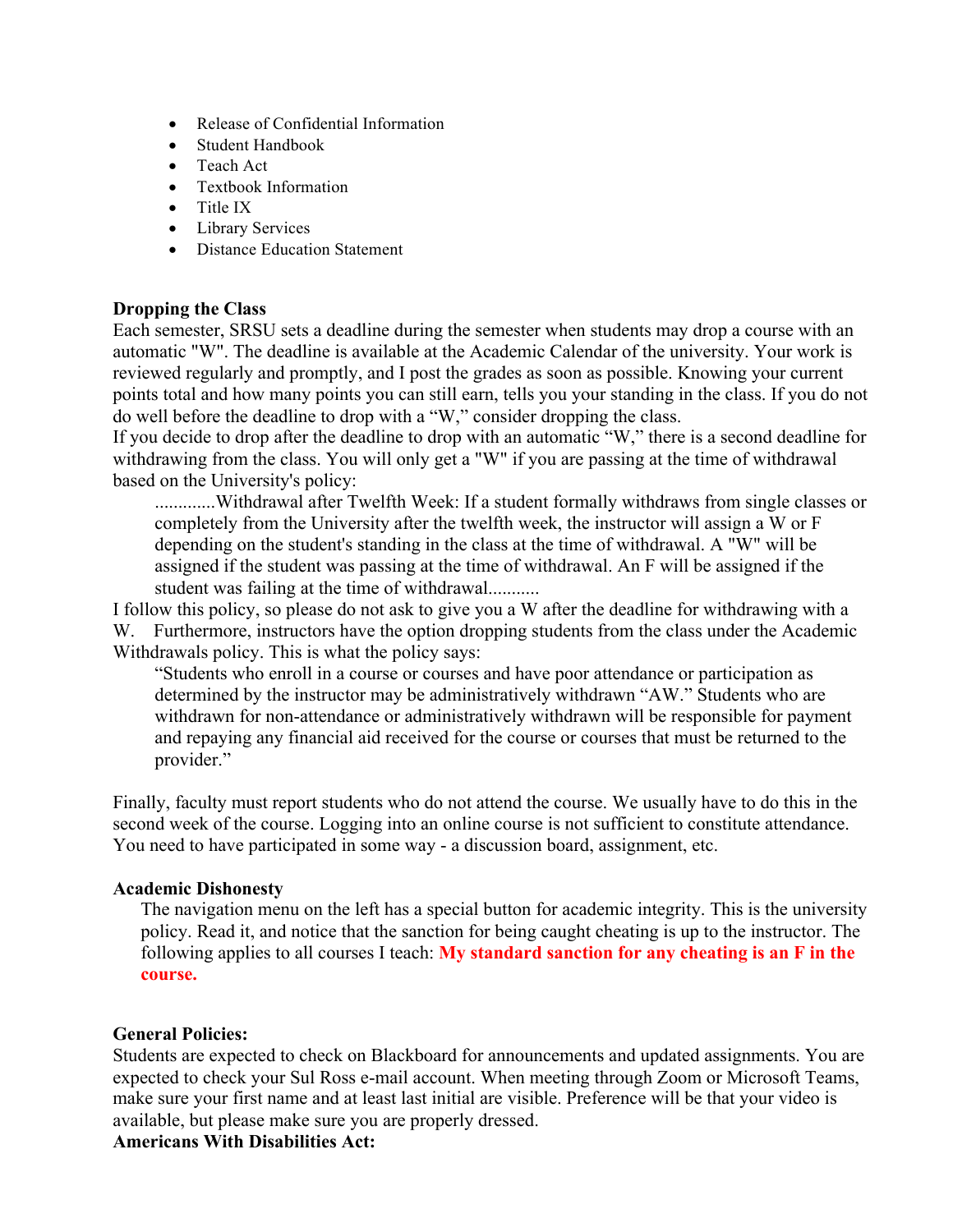- Release of Confidential Information
- Student Handbook
- Teach Act
- Textbook Information
- Title IX
- Library Services
- Distance Education Statement

**Dropping the Class**

Each semester, SRSU sets a deadline during the semester when students may drop a course with an automatic "W". The deadline is available at the Academic Calendar of the university. Your work is reviewed regularly and promptly, and I post the grades as soon as possible. Knowing your current points total and how many points you can still earn, tells you your standing in the class. If you do not do well before the deadline to drop with a "W," consider dropping the class.

If you decide to drop after the deadline to drop with an automatic "W," there is a second deadline for withdrawing from the class. You will only get a "W" if you are passing at the time of withdrawal based on the University's policy:

> .............Withdrawal after Twelfth Week: If a student formally withdraws from single classes or completely from the University after the twelfth week, the instructor will assign a W or F depending on the student's standing in the class at the time of withdrawal. A "W" will be assigned if the student was passing at the time of withdrawal. An F will be assigned if the student was failing at the time of withdrawal...........

I follow this policy, so please do not ask to give you a W after the deadline for withdrawing with a W. Furthermore, instructors have the option dropping students from the class under the Academic Withdrawals policy. This is what the policy says:

> "Students who enroll in a course or courses and have poor attendance or participation as determined by the instructor may be administratively withdrawn "AW." Students who are withdrawn for non-attendance or administratively withdrawn will be responsible for payment and repaying any financial aid received for the course or courses that must be returned to the provider."

Finally, faculty must report students who do not attend the course. We usually have to do this in the second week of the course. Logging into an online course is not sufficient to constitute attendance. You need to have participated in some way - a discussion board, assignment, etc.

**Academic Dishonesty**

The navigation menu on the left has a special button for academic integrity. This is the university policy. Read it, and notice that the sanction for being caught cheating is up to the instructor. The following applies to all courses I teach: **My standard sanction for any cheating is an F in the course.**

**General Policies:**

Students are expected to check on Blackboard for announcements and updated assignments. You are expected to check your Sul Ross e-mail account. When meeting through Zoom or Microsoft Teams, make sure your first name and at least last initial are visible. Preference will be that your video is available, but please make sure you are properly dressed.

**Americans With Disabilities Act:**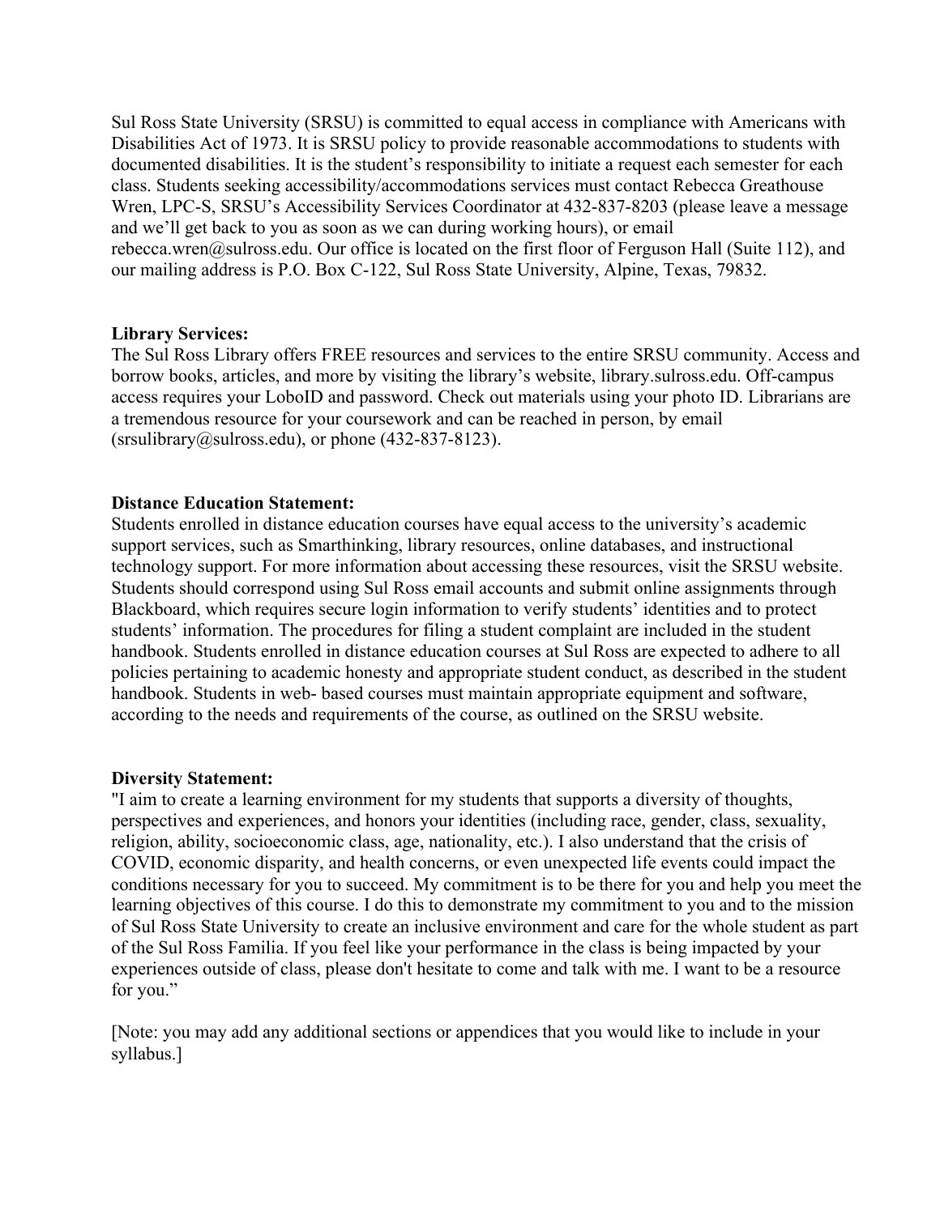Sul Ross State University (SRSU) is committed to equal access in compliance with Americans with Disabilities Act of 1973. It is SRSU policy to provide reasonable accommodations to students with documented disabilities. It is the student's responsibility to initiate a request each semester for each class. Students seeking accessibility/accommodations services must contact Rebecca Greathouse Wren, LPC-S, SRSU's Accessibility Services Coordinator at 432-837-8203 (please leave a message and we'll get back to you as soon as we can during working hours), or email rebecca.wren@sulross.edu. Our office is located on the first floor of Ferguson Hall (Suite 112), and our mailing address is P.O. Box C-122, Sul Ross State University, Alpine, Texas, 79832.

**Library Services:**
The Sul Ross Library offers FREE resources and services to the entire SRSU community. Access and borrow books, articles, and more by visiting the library's website, library.sulross.edu. Off-campus access requires your LoboID and password. Check out materials using your photo ID. Librarians are a tremendous resource for your coursework and can be reached in person, by email (srsulibrary@sulross.edu), or phone (432-837-8123).

**Distance Education Statement:**
Students enrolled in distance education courses have equal access to the university's academic support services, such as Smarthinking, library resources, online databases, and instructional technology support. For more information about accessing these resources, visit the SRSU website. Students should correspond using Sul Ross email accounts and submit online assignments through Blackboard, which requires secure login information to verify students' identities and to protect students' information. The procedures for filing a student complaint are included in the student handbook. Students enrolled in distance education courses at Sul Ross are expected to adhere to all policies pertaining to academic honesty and appropriate student conduct, as described in the student handbook. Students in web- based courses must maintain appropriate equipment and software, according to the needs and requirements of the course, as outlined on the SRSU website.

**Diversity Statement:**
"I aim to create a learning environment for my students that supports a diversity of thoughts, perspectives and experiences, and honors your identities (including race, gender, class, sexuality, religion, ability, socioeconomic class, age, nationality, etc.). I also understand that the crisis of COVID, economic disparity, and health concerns, or even unexpected life events could impact the conditions necessary for you to succeed. My commitment is to be there for you and help you meet the learning objectives of this course. I do this to demonstrate my commitment to you and to the mission of Sul Ross State University to create an inclusive environment and care for the whole student as part of the Sul Ross Familia. If you feel like your performance in the class is being impacted by your experiences outside of class, please don't hesitate to come and talk with me. I want to be a resource for you."

[Note: you may add any additional sections or appendices that you would like to include in your syllabus.]